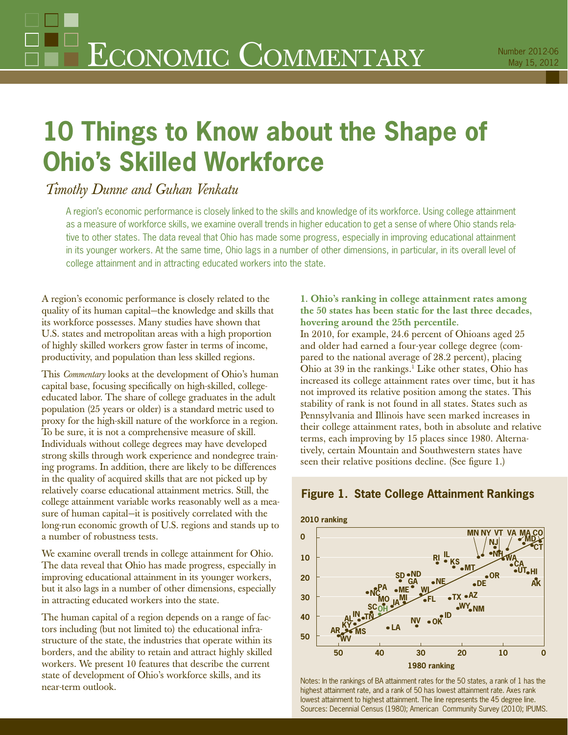# Economic Commentary

Number 2012-06
May 15, 2012

# 10 Things to Know about the Shape of Ohio's Skilled Workforce

*Timothy Dunne and Guhan Venkatu*

A region's economic performance is closely linked to the skills and knowledge of its workforce. Using college attainment as a measure of workforce skills, we examine overall trends in higher education to get a sense of where Ohio stands relative to other states. The data reveal that Ohio has made some progress, especially in improving educational attainment in its younger workers. At the same time, Ohio lags in a number of other dimensions, in particular, in its overall level of college attainment and in attracting educated workers into the state.

A region's economic performance is closely related to the quality of its human capital—the knowledge and skills that its workforce possesses. Many studies have shown that U.S. states and metropolitan areas with a high proportion of highly skilled workers grow faster in terms of income, productivity, and population than less skilled regions.

This *Commentary* looks at the development of Ohio's human capital base, focusing specifically on high-skilled, college-educated labor. The share of college graduates in the adult population (25 years or older) is a standard metric used to proxy for the high-skill nature of the workforce in a region. To be sure, it is not a comprehensive measure of skill. Individuals without college degrees may have developed strong skills through work experience and nondegree training programs. In addition, there are likely to be differences in the quality of acquired skills that are not picked up by relatively coarse educational attainment metrics. Still, the college attainment variable works reasonably well as a measure of human capital—it is positively correlated with the long-run economic growth of U.S. regions and stands up to a number of robustness tests.

We examine overall trends in college attainment for Ohio. The data reveal that Ohio has made progress, especially in improving educational attainment in its younger workers, but it also lags in a number of other dimensions, especially in attracting educated workers into the state.

The human capital of a region depends on a range of factors including (but not limited to) the educational infrastructure of the state, the industries that operate within its borders, and the ability to retain and attract highly skilled workers. We present 10 features that describe the current state of development of Ohio's workforce skills, and its near-term outlook.

**1. Ohio's ranking in college attainment rates among the 50 states has been static for the last three decades, hovering around the 25th percentile.**

In 2010, for example, 24.6 percent of Ohioans aged 25 and older had earned a four-year college degree (compared to the national average of 28.2 percent), placing Ohio at 39 in the rankings.[1] Like other states, Ohio has increased its college attainment rates over time, but it has not improved its relative position among the states. This stability of rank is not found in all states. States such as Pennsylvania and Illinois have seen marked increases in their college attainment rates, both in absolute and relative terms, each improving by 15 places since 1980. Alternatively, certain Mountain and Southwestern states have seen their relative positions decline. (See figure 1.)

## Figure 1. State College Attainment Rankings

Notes: In the rankings of BA attainment rates for the 50 states, a rank of 1 has the highest attainment rate, and a rank of 50 has lowest attainment rate. Axes rank lowest attainment to highest attainment. The line represents the 45 degree line.
Sources: Decennial Census (1980); American Community Survey (2010); IPUMS.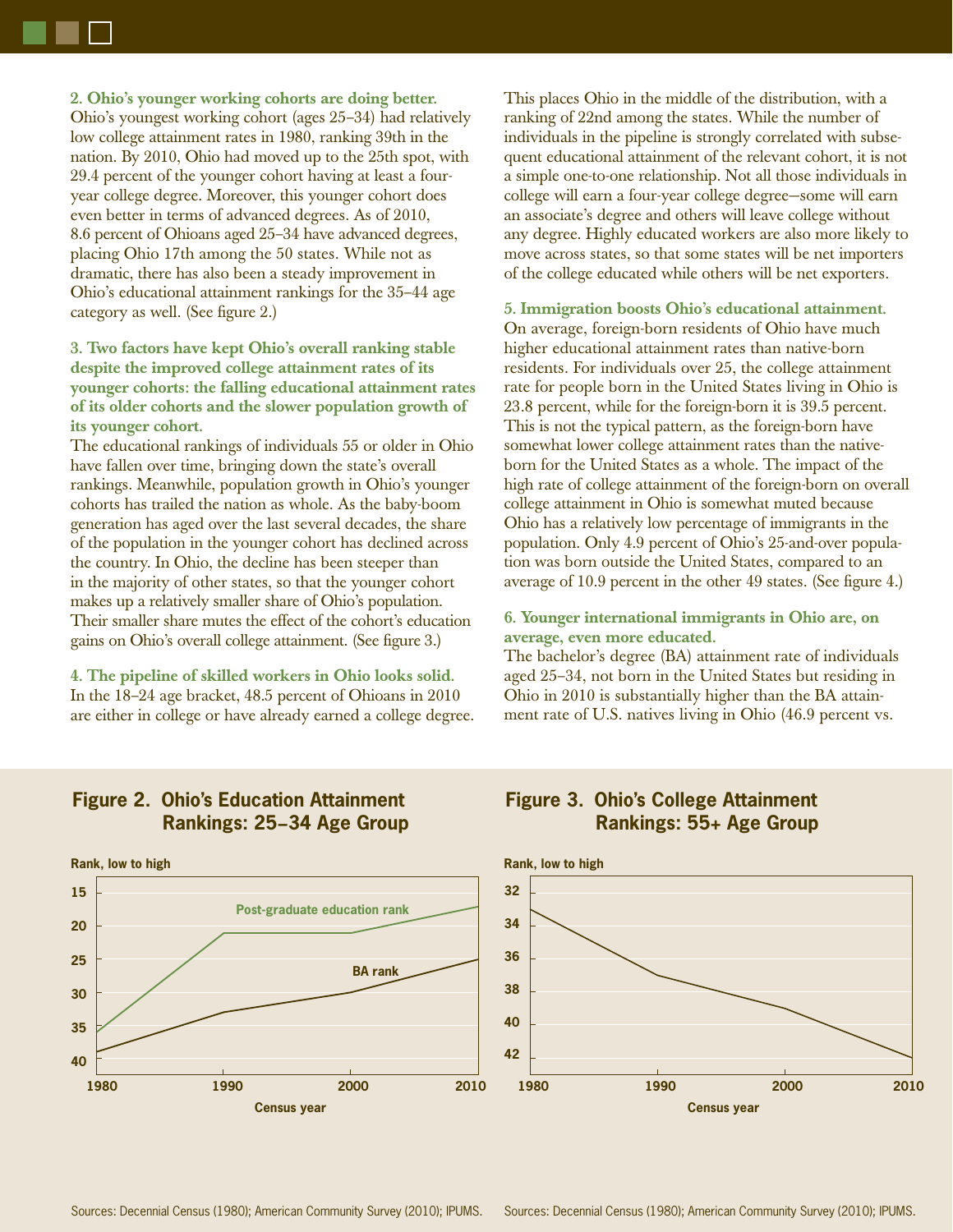**2. Ohio's younger working cohorts are doing better.** Ohio's youngest working cohort (ages 25–34) had relatively low college attainment rates in 1980, ranking 39th in the nation. By 2010, Ohio had moved up to the 25th spot, with 29.4 percent of the younger cohort having at least a four-year college degree. Moreover, this younger cohort does even better in terms of advanced degrees. As of 2010, 8.6 percent of Ohioans aged 25–34 have advanced degrees, placing Ohio 17th among the 50 states. While not as dramatic, there has also been a steady improvement in Ohio's educational attainment rankings for the 35–44 age category as well. (See figure 2.)

**3. Two factors have kept Ohio's overall ranking stable despite the improved college attainment rates of its younger cohorts: the falling educational attainment rates of its older cohorts and the slower population growth of its younger cohort.**
The educational rankings of individuals 55 or older in Ohio have fallen over time, bringing down the state's overall rankings. Meanwhile, population growth in Ohio's younger cohorts has trailed the nation as whole. As the baby-boom generation has aged over the last several decades, the share of the population in the younger cohort has declined across the country. In Ohio, the decline has been steeper than in the majority of other states, so that the younger cohort makes up a relatively smaller share of Ohio's population. Their smaller share mutes the effect of the cohort's education gains on Ohio's overall college attainment. (See figure 3.)

**4. The pipeline of skilled workers in Ohio looks solid.** In the 18–24 age bracket, 48.5 percent of Ohioans in 2010 are either in college or have already earned a college degree. This places Ohio in the middle of the distribution, with a ranking of 22nd among the states. While the number of individuals in the pipeline is strongly correlated with subsequent educational attainment of the relevant cohort, it is not a simple one-to-one relationship. Not all those individuals in college will earn a four-year college degree—some will earn an associate's degree and others will leave college without any degree. Highly educated workers are also more likely to move across states, so that some states will be net importers of the college educated while others will be net exporters.

**5. Immigration boosts Ohio's educational attainment.** On average, foreign-born residents of Ohio have much higher educational attainment rates than native-born residents. For individuals over 25, the college attainment rate for people born in the United States living in Ohio is 23.8 percent, while for the foreign-born it is 39.5 percent. This is not the typical pattern, as the foreign-born have somewhat lower college attainment rates than the native-born for the United States as a whole. The impact of the high rate of college attainment of the foreign-born on overall college attainment in Ohio is somewhat muted because Ohio has a relatively low percentage of immigrants in the population. Only 4.9 percent of Ohio's 25-and-over population was born outside the United States, compared to an average of 10.9 percent in the other 49 states. (See figure 4.)

**6. Younger international immigrants in Ohio are, on average, even more educated.**
The bachelor's degree (BA) attainment rate of individuals aged 25–34, not born in the United States but residing in Ohio in 2010 is substantially higher than the BA attainment rate of U.S. natives living in Ohio (46.9 percent vs.

**Figure 2. Ohio's Education Attainment Rankings: 25–34 Age Group**

Sources: Decennial Census (1980); American Community Survey (2010); IPUMS.

**Figure 3. Ohio's College Attainment Rankings: 55+ Age Group**

Sources: Decennial Census (1980); American Community Survey (2010); IPUMS.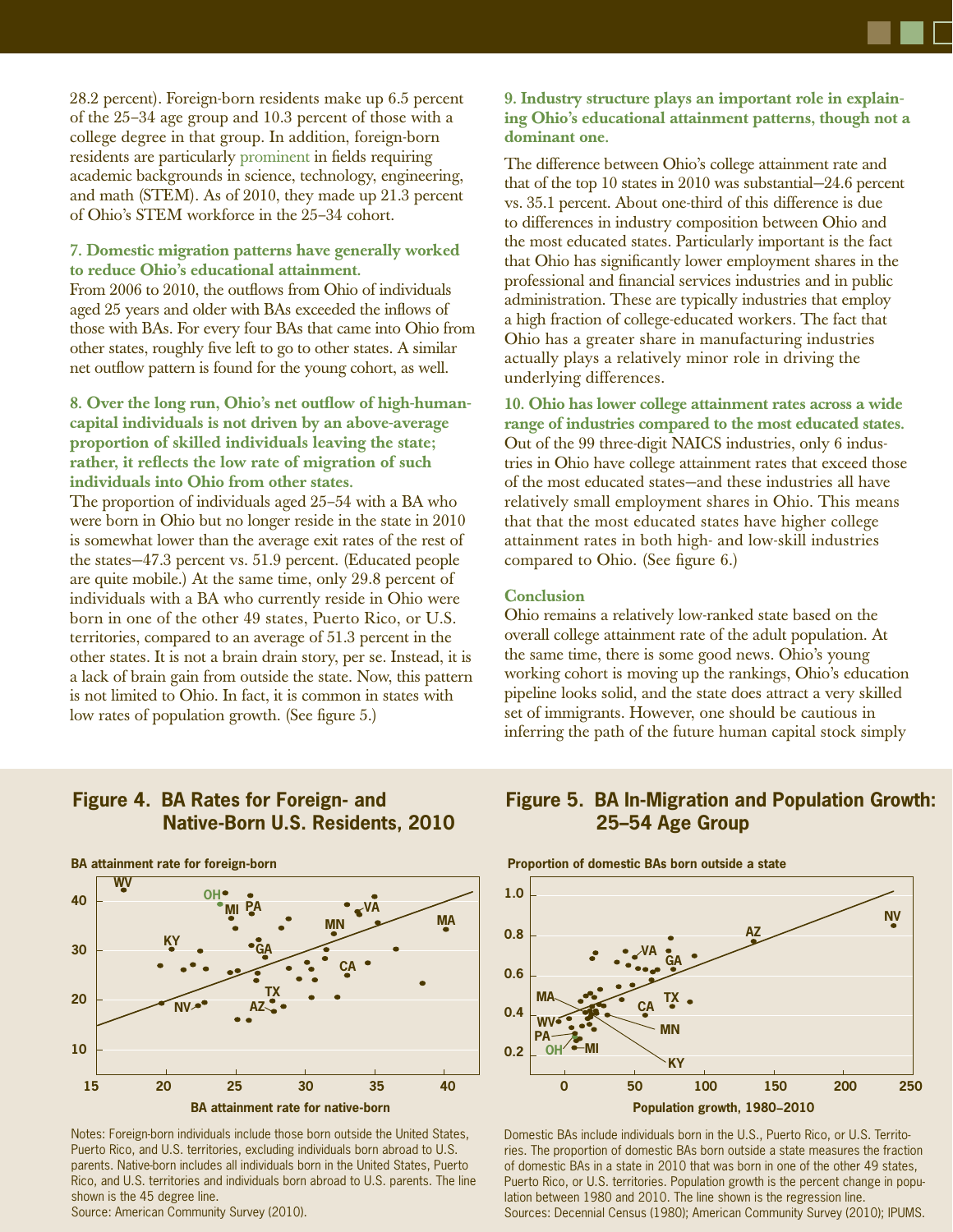28.2 percent). Foreign-born residents make up 6.5 percent of the 25–34 age group and 10.3 percent of those with a college degree in that group. In addition, foreign-born residents are particularly prominent in fields requiring academic backgrounds in science, technology, engineering, and math (STEM). As of 2010, they made up 21.3 percent of Ohio's STEM workforce in the 25–34 cohort.

**7. Domestic migration patterns have generally worked to reduce Ohio's educational attainment.**

From 2006 to 2010, the outflows from Ohio of individuals aged 25 years and older with BAs exceeded the inflows of those with BAs. For every four BAs that came into Ohio from other states, roughly five left to go to other states. A similar net outflow pattern is found for the young cohort, as well.

**8. Over the long run, Ohio's net outflow of high-human-capital individuals is not driven by an above-average proportion of skilled individuals leaving the state; rather, it reflects the low rate of migration of such individuals into Ohio from other states.**

The proportion of individuals aged 25–54 with a BA who were born in Ohio but no longer reside in the state in 2010 is somewhat lower than the average exit rates of the rest of the states—47.3 percent vs. 51.9 percent. (Educated people are quite mobile.) At the same time, only 29.8 percent of individuals with a BA who currently reside in Ohio were born in one of the other 49 states, Puerto Rico, or U.S. territories, compared to an average of 51.3 percent in the other states. It is not a brain drain story, per se. Instead, it is a lack of brain gain from outside the state. Now, this pattern is not limited to Ohio. In fact, it is common in states with low rates of population growth. (See figure 5.)

**9. Industry structure plays an important role in explaining Ohio's educational attainment patterns, though not a dominant one.**

The difference between Ohio's college attainment rate and that of the top 10 states in 2010 was substantial—24.6 percent vs. 35.1 percent. About one-third of this difference is due to differences in industry composition between Ohio and the most educated states. Particularly important is the fact that Ohio has significantly lower employment shares in the professional and financial services industries and in public administration. These are typically industries that employ a high fraction of college-educated workers. The fact that Ohio has a greater share in manufacturing industries actually plays a relatively minor role in driving the underlying differences.

**10. Ohio has lower college attainment rates across a wide range of industries compared to the most educated states.**

Out of the 99 three-digit NAICS industries, only 6 industries in Ohio have college attainment rates that exceed those of the most educated states—and these industries all have relatively small employment shares in Ohio. This means that that the most educated states have higher college attainment rates in both high- and low-skill industries compared to Ohio. (See figure 6.)

**Conclusion**

Ohio remains a relatively low-ranked state based on the overall college attainment rate of the adult population. At the same time, there is some good news. Ohio's young working cohort is moving up the rankings, Ohio's education pipeline looks solid, and the state does attract a very skilled set of immigrants. However, one should be cautious in inferring the path of the future human capital stock simply

## Figure 4. BA Rates for Foreign- and Native-Born U.S. Residents, 2010

Notes: Foreign-born individuals include those born outside the United States, Puerto Rico, and U.S. territories, excluding individuals born abroad to U.S. parents. Native-born includes all individuals born in the United States, Puerto Rico, and U.S. territories and individuals born abroad to U.S. parents. The line shown is the 45 degree line.
Source: American Community Survey (2010).

## Figure 5. BA In-Migration and Population Growth: 25–54 Age Group

Domestic BAs include individuals born in the U.S., Puerto Rico, or U.S. Territories. The proportion of domestic BAs born outside a state measures the fraction of domestic BAs in a state in 2010 that was born in one of the other 49 states, Puerto Rico, or U.S. territories. Population growth is the percent change in population between 1980 and 2010. The line shown is the regression line.
Sources: Decennial Census (1980); American Community Survey (2010); IPUMS.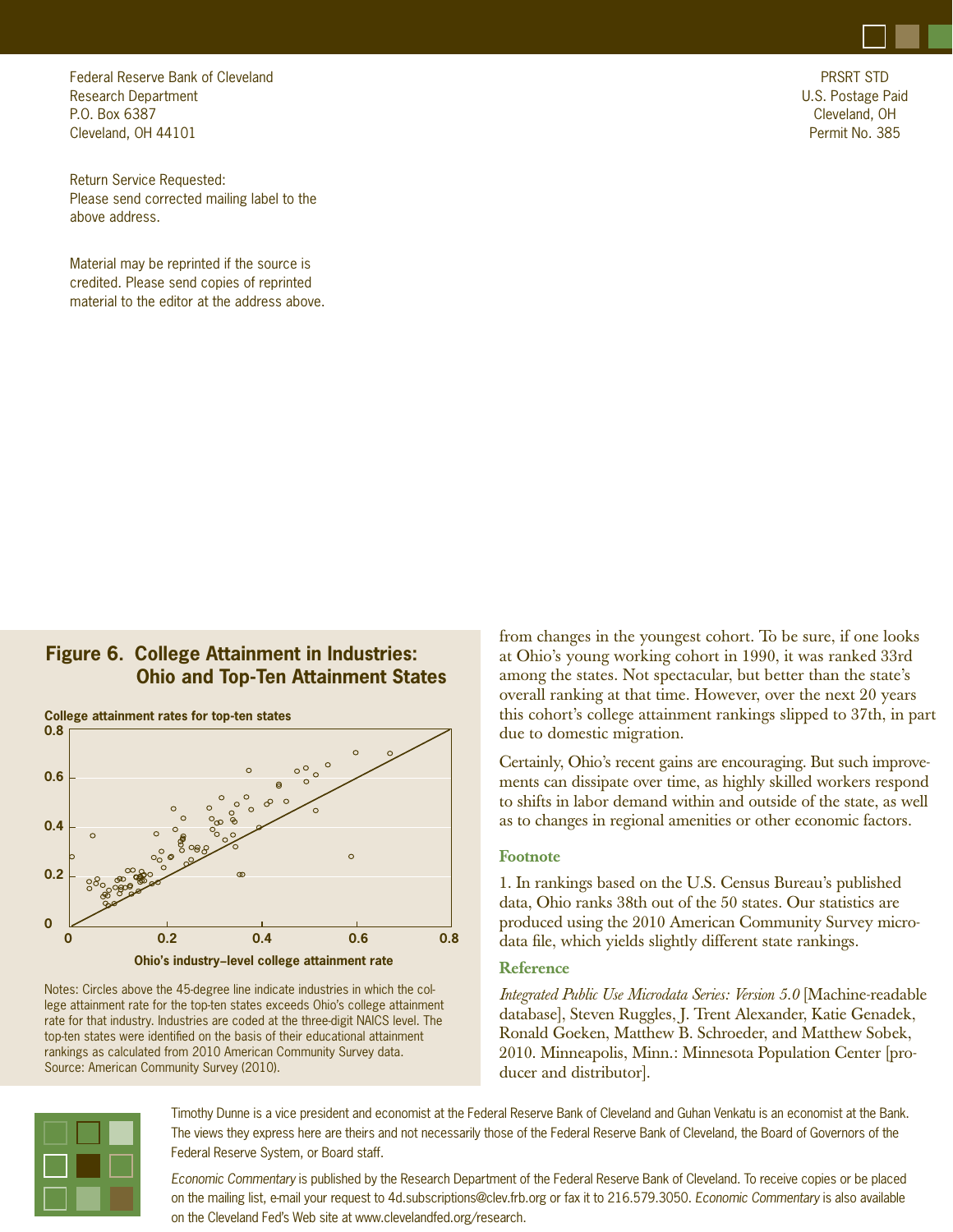Federal Reserve Bank of Cleveland
Research Department
P.O. Box 6387
Cleveland, OH 44101

PRSRT STD
U.S. Postage Paid
Cleveland, OH
Permit No. 385

Return Service Requested:
Please send corrected mailing label to the above address.

Material may be reprinted if the source is credited. Please send copies of reprinted material to the editor at the address above.

## Figure 6. College Attainment in Industries: Ohio and Top-Ten Attainment States

College attainment rates for top-ten states

0.8
0.6
0.4
0.2
0

0
0.2
0.4
0.6
0.8

Ohio's industry–level college attainment rate

Notes: Circles above the 45-degree line indicate industries in which the college attainment rate for the top-ten states exceeds Ohio's college attainment rate for that industry. Industries are coded at the three-digit NAICS level. The top-ten states were identified on the basis of their educational attainment rankings as calculated from 2010 American Community Survey data.
Source: American Community Survey (2010).

from changes in the youngest cohort. To be sure, if one looks at Ohio's young working cohort in 1990, it was ranked 33rd among the states. Not spectacular, but better than the state's overall ranking at that time. However, over the next 20 years this cohort's college attainment rankings slipped to 37th, in part due to domestic migration.

Certainly, Ohio's recent gains are encouraging. But such improvements can dissipate over time, as highly skilled workers respond to shifts in labor demand within and outside of the state, as well as to changes in regional amenities or other economic factors.

### Footnote

1. In rankings based on the U.S. Census Bureau's published data, Ohio ranks 38th out of the 50 states. Our statistics are produced using the 2010 American Community Survey microdata file, which yields slightly different state rankings.

### Reference

*Integrated Public Use Microdata Series: Version 5.0* [Machine-readable database], Steven Ruggles, J. Trent Alexander, Katie Genadek, Ronald Goeken, Matthew B. Schroeder, and Matthew Sobek, 2010. Minneapolis, Minn.: Minnesota Population Center [producer and distributor].

Timothy Dunne is a vice president and economist at the Federal Reserve Bank of Cleveland and Guhan Venkatu is an economist at the Bank. The views they express here are theirs and not necessarily those of the Federal Reserve Bank of Cleveland, the Board of Governors of the Federal Reserve System, or Board staff.

*Economic Commentary* is published by the Research Department of the Federal Reserve Bank of Cleveland. To receive copies or be placed on the mailing list, e-mail your request to 4d.subscriptions@clev.frb.org or fax it to 216.579.3050. *Economic Commentary* is also available on the Cleveland Fed's Web site at www.clevelandfed.org/research.